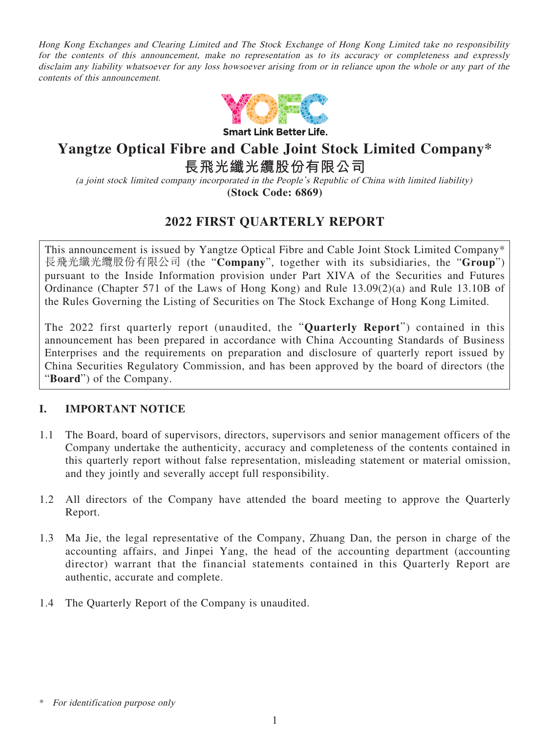*Hong Kong Exchanges and Clearing Limited and The Stock Exchange of Hong Kong Limited take no responsibility for the contents of this announcement, make no representation as to its accuracy or completeness and expressly disclaim any liability whatsoever for any loss howsoever arising from or in reliance upon the whole or any part of the contents of this announcement.*

YOFC

Smart Link Better Life.

# Yangtze Optical Fibre and Cable Joint Stock Limited Company*

# 長飛光纖光纜股份有限公司

*(a joint stock limited company incorporated in the People's Republic of China with limited liability)*

**(Stock Code: 6869)**

## 2022 FIRST QUARTERLY REPORT

This announcement is issued by Yangtze Optical Fibre and Cable Joint Stock Limited Company* 長飛光纖光纜股份有限公司 (the "**Company**", together with its subsidiaries, the "**Group**") pursuant to the Inside Information provision under Part XIVA of the Securities and Futures Ordinance (Chapter 571 of the Laws of Hong Kong) and Rule 13.09(2)(a) and Rule 13.10B of the Rules Governing the Listing of Securities on The Stock Exchange of Hong Kong Limited.

The 2022 first quarterly report (unaudited, the "**Quarterly Report**") contained in this announcement has been prepared in accordance with China Accounting Standards of Business Enterprises and the requirements on preparation and disclosure of quarterly report issued by China Securities Regulatory Commission, and has been approved by the board of directors (the "**Board**") of the Company.

## I. IMPORTANT NOTICE

1.1 The Board, board of supervisors, directors, supervisors and senior management officers of the Company undertake the authenticity, accuracy and completeness of the contents contained in this quarterly report without false representation, misleading statement or material omission, and they jointly and severally accept full responsibility.

1.2 All directors of the Company have attended the board meeting to approve the Quarterly Report.

1.3 Ma Jie, the legal representative of the Company, Zhuang Dan, the person in charge of the accounting affairs, and Jinpei Yang, the head of the accounting department (accounting director) warrant that the financial statements contained in this Quarterly Report are authentic, accurate and complete.

1.4 The Quarterly Report of the Company is unaudited.

\* *For identification purpose only*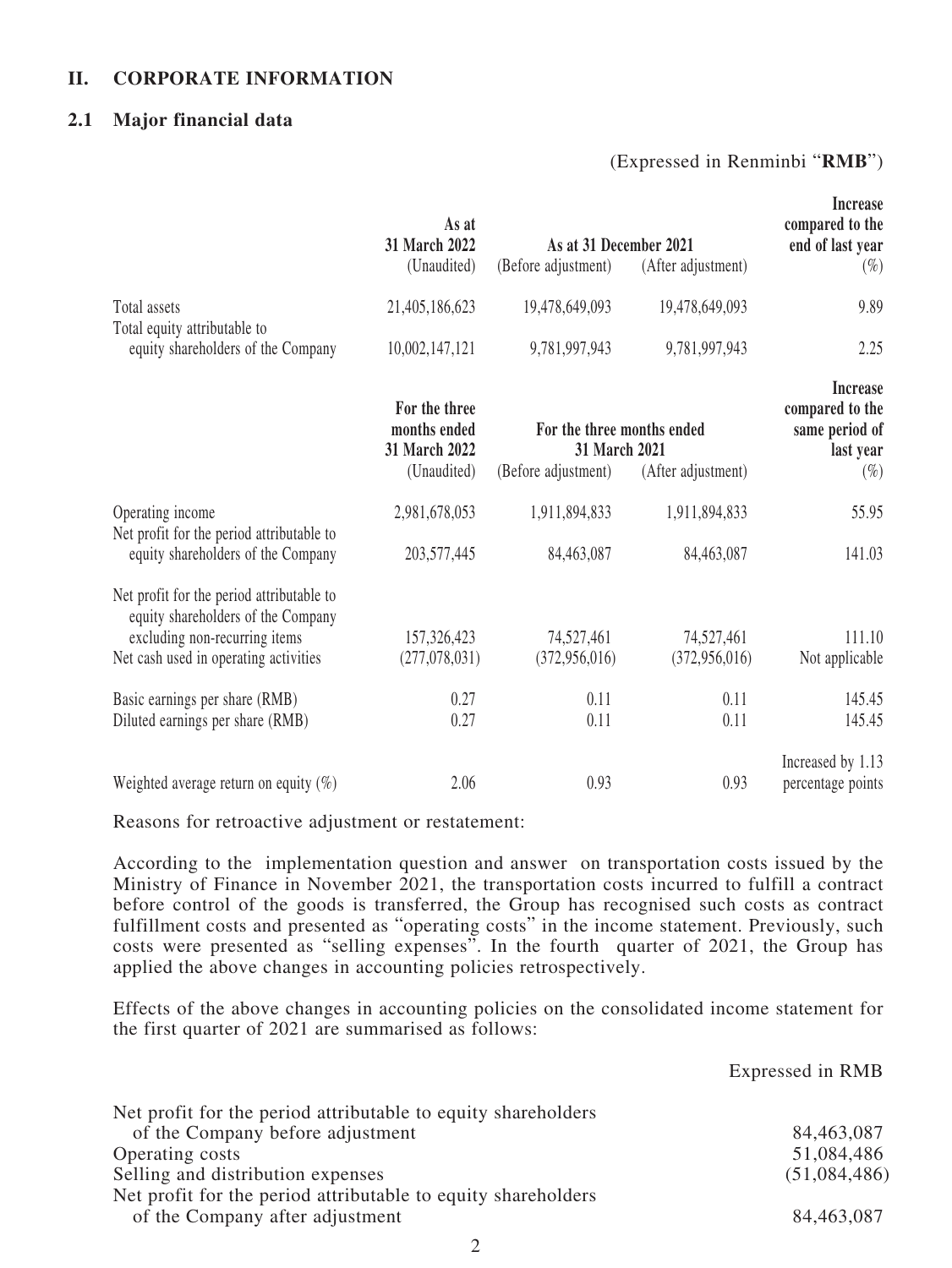## II. CORPORATE INFORMATION

### 2.1 Major financial data

(Expressed in Renminbi "**RMB**")

| | As at 31 March 2022 | As at 31 December 2021 | | Increase compared to the end of last year |
|---|---|---|---|---|
| | (Unaudited) | (Before adjustment) | (After adjustment) | (%) |
| Total assets | 21,405,186,623 | 19,478,649,093 | 19,478,649,093 | 9.89 |
| Total equity attributable to equity shareholders of the Company | 10,002,147,121 | 9,781,997,943 | 9,781,997,943 | 2.25 |

| | For the three months ended 31 March 2022 | For the three months ended 31 March 2021 | | Increase compared to the same period of last year |
|---|---|---|---|---|
| | (Unaudited) | (Before adjustment) | (After adjustment) | (%) |
| Operating income | 2,981,678,053 | 1,911,894,833 | 1,911,894,833 | 55.95 |
| Net profit for the period attributable to equity shareholders of the Company | 203,577,445 | 84,463,087 | 84,463,087 | 141.03 |
| Net profit for the period attributable to equity shareholders of the Company excluding non-recurring items | 157,326,423 | 74,527,461 | 74,527,461 | 111.10 |
| Net cash used in operating activities | (277,078,031) | (372,956,016) | (372,956,016) | Not applicable |
| Basic earnings per share (RMB) | 0.27 | 0.11 | 0.11 | 145.45 |
| Diluted earnings per share (RMB) | 0.27 | 0.11 | 0.11 | 145.45 |
| Weighted average return on equity (%) | 2.06 | 0.93 | 0.93 | Increased by 1.13 percentage points |

Reasons for retroactive adjustment or restatement:

According to the implementation question and answer on transportation costs issued by the Ministry of Finance in November 2021, the transportation costs incurred to fulfill a contract before control of the goods is transferred, the Group has recognised such costs as contract fulfillment costs and presented as "operating costs" in the income statement. Previously, such costs were presented as "selling expenses". In the fourth quarter of 2021, the Group has applied the above changes in accounting policies retrospectively.

Effects of the above changes in accounting policies on the consolidated income statement for the first quarter of 2021 are summarised as follows:

| | Expressed in RMB |
|---|---|
| Net profit for the period attributable to equity shareholders of the Company before adjustment | 84,463,087 |
| Operating costs | 51,084,486 |
| Selling and distribution expenses | (51,084,486) |
| Net profit for the period attributable to equity shareholders of the Company after adjustment | 84,463,087 |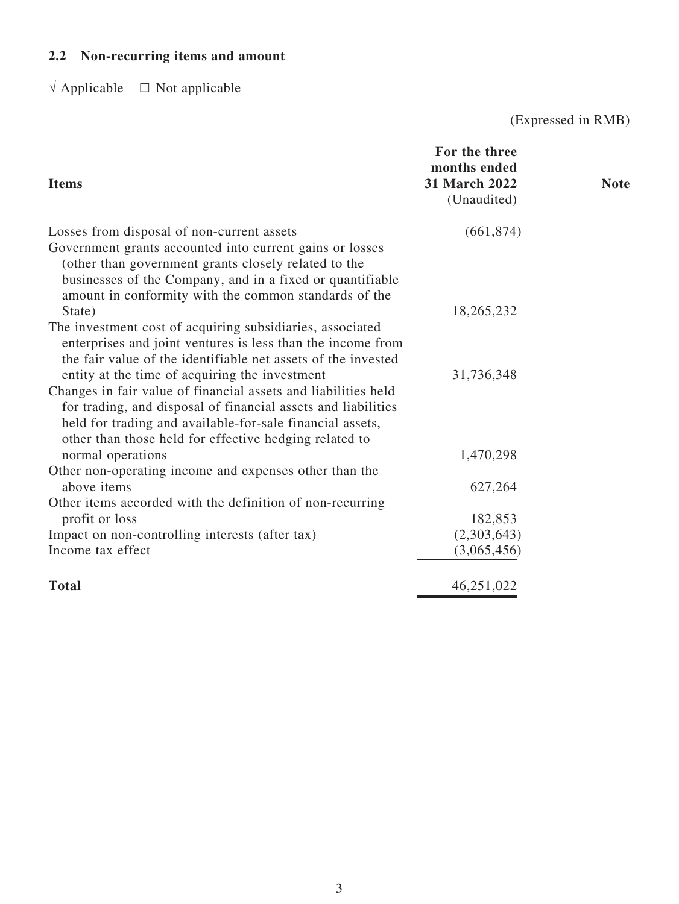## 2.2 Non-recurring items and amount

√ Applicable □ Not applicable

(Expressed in RMB)

| Items | For the three months ended **31 March 2022** (Unaudited) | Note |
|---|---|---|
| Losses from disposal of non-current assets | (661,874) | |
| Government grants accounted into current gains or losses (other than government grants closely related to the businesses of the Company, and in a fixed or quantifiable amount in conformity with the common standards of the State) | 18,265,232 | |
| The investment cost of acquiring subsidiaries, associated enterprises and joint ventures is less than the income from the fair value of the identifiable net assets of the invested entity at the time of acquiring the investment | 31,736,348 | |
| Changes in fair value of financial assets and liabilities held for trading, and disposal of financial assets and liabilities held for trading and available-for-sale financial assets, other than those held for effective hedging related to normal operations | 1,470,298 | |
| Other non-operating income and expenses other than the above items | 627,264 | |
| Other items accorded with the definition of non-recurring profit or loss | 182,853 | |
| Impact on non-controlling interests (after tax) | (2,303,643) | |
| Income tax effect | (3,065,456) | |
| **Total** | 46,251,022 | |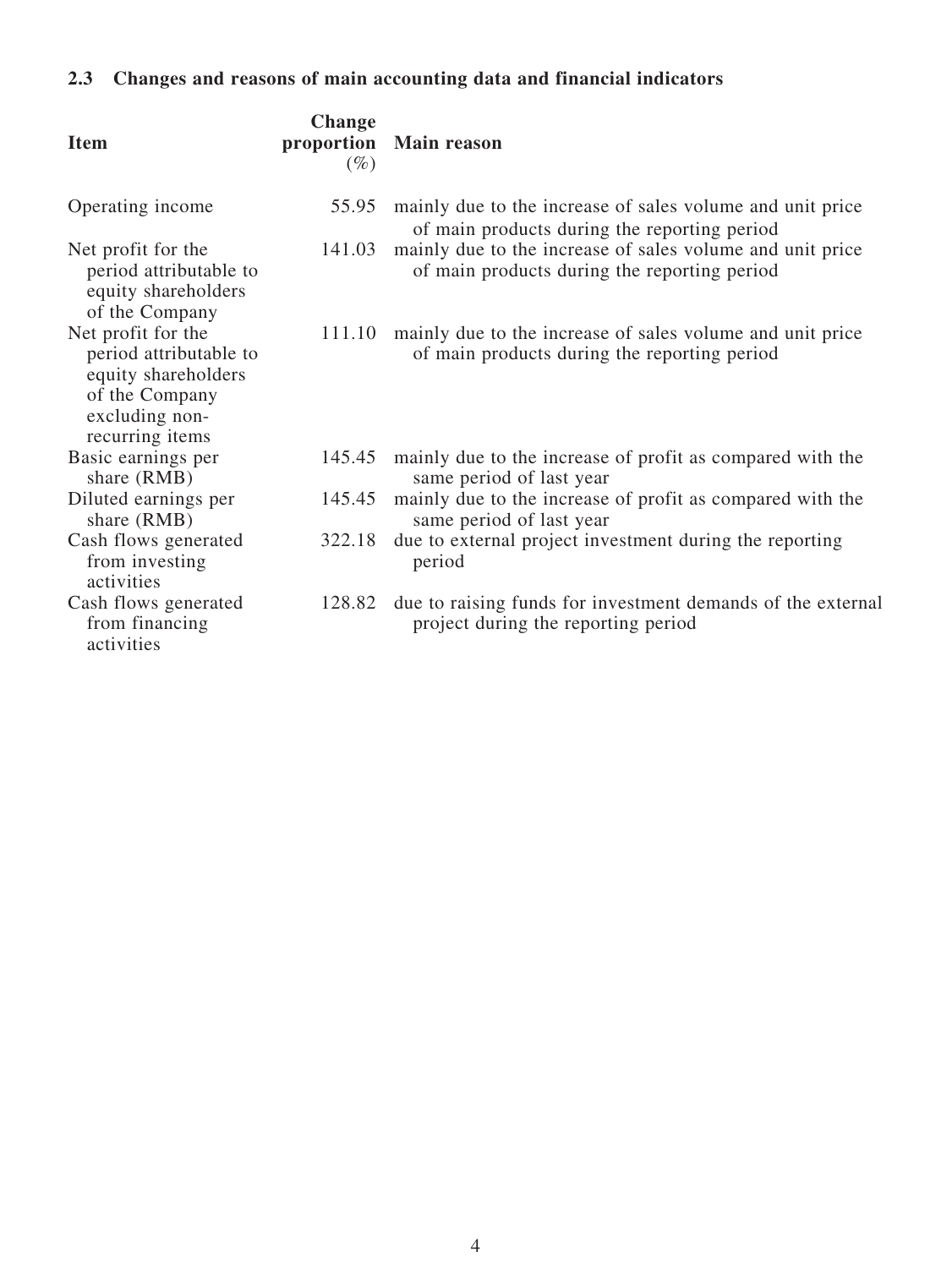## 2.3 Changes and reasons of main accounting data and financial indicators

| Item | Change proportion (%) | Main reason |
|---|---|---|
| Operating income | 55.95 | mainly due to the increase of sales volume and unit price of main products during the reporting period |
| Net profit for the period attributable to equity shareholders of the Company | 141.03 | mainly due to the increase of sales volume and unit price of main products during the reporting period |
| Net profit for the period attributable to equity shareholders of the Company excluding non-recurring items | 111.10 | mainly due to the increase of sales volume and unit price of main products during the reporting period |
| Basic earnings per share (RMB) | 145.45 | mainly due to the increase of profit as compared with the same period of last year |
| Diluted earnings per share (RMB) | 145.45 | mainly due to the increase of profit as compared with the same period of last year |
| Cash flows generated from investing activities | 322.18 | due to external project investment during the reporting period |
| Cash flows generated from financing activities | 128.82 | due to raising funds for investment demands of the external project during the reporting period |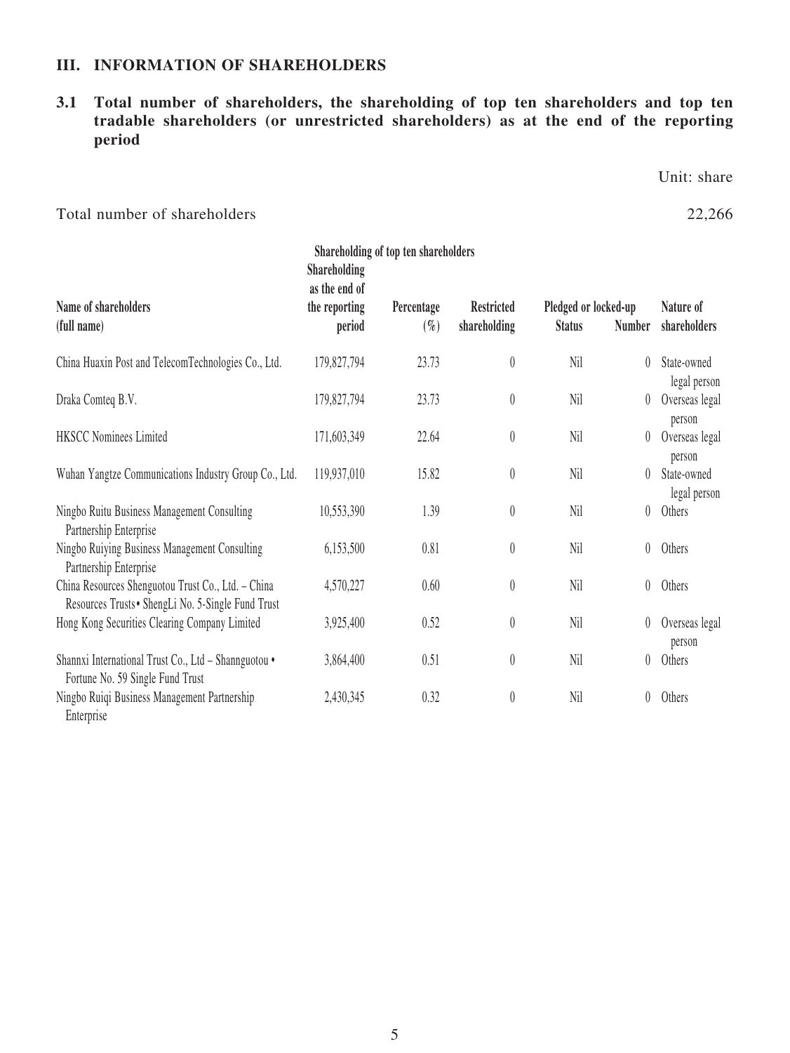## III. INFORMATION OF SHAREHOLDERS

### 3.1 Total number of shareholders, the shareholding of top ten shareholders and top ten tradable shareholders (or unrestricted shareholders) as at the end of the reporting period

Unit: share

Total number of shareholders 22,266

| Shareholding of top ten shareholders | | | | | | |
|---|---|---|---|---|---|---|
| Name of shareholders (full name) | Shareholding as the end of the reporting period | Percentage (%) | Restricted shareholding | Pledged or locked-up Status | Pledged or locked-up Number | Nature of shareholders |
| China Huaxin Post and TelecomTechnologies Co., Ltd. | 179,827,794 | 23.73 | 0 | Nil | 0 | State-owned legal person |
| Draka Comteq B.V. | 179,827,794 | 23.73 | 0 | Nil | 0 | Overseas legal person |
| HKSCC Nominees Limited | 171,603,349 | 22.64 | 0 | Nil | 0 | Overseas legal person |
| Wuhan Yangtze Communications Industry Group Co., Ltd. | 119,937,010 | 15.82 | 0 | Nil | 0 | State-owned legal person |
| Ningbo Ruitu Business Management Consulting Partnership Enterprise | 10,553,390 | 1.39 | 0 | Nil | 0 | Others |
| Ningbo Ruiying Business Management Consulting Partnership Enterprise | 6,153,500 | 0.81 | 0 | Nil | 0 | Others |
| China Resources Shenguotou Trust Co., Ltd. – China Resources Trusts• ShengLi No. 5-Single Fund Trust | 4,570,227 | 0.60 | 0 | Nil | 0 | Others |
| Hong Kong Securities Clearing Company Limited | 3,925,400 | 0.52 | 0 | Nil | 0 | Overseas legal person |
| Shannxi International Trust Co., Ltd – Shannguotou • Fortune No. 59 Single Fund Trust | 3,864,400 | 0.51 | 0 | Nil | 0 | Others |
| Ningbo Ruiqi Business Management Partnership Enterprise | 2,430,345 | 0.32 | 0 | Nil | 0 | Others |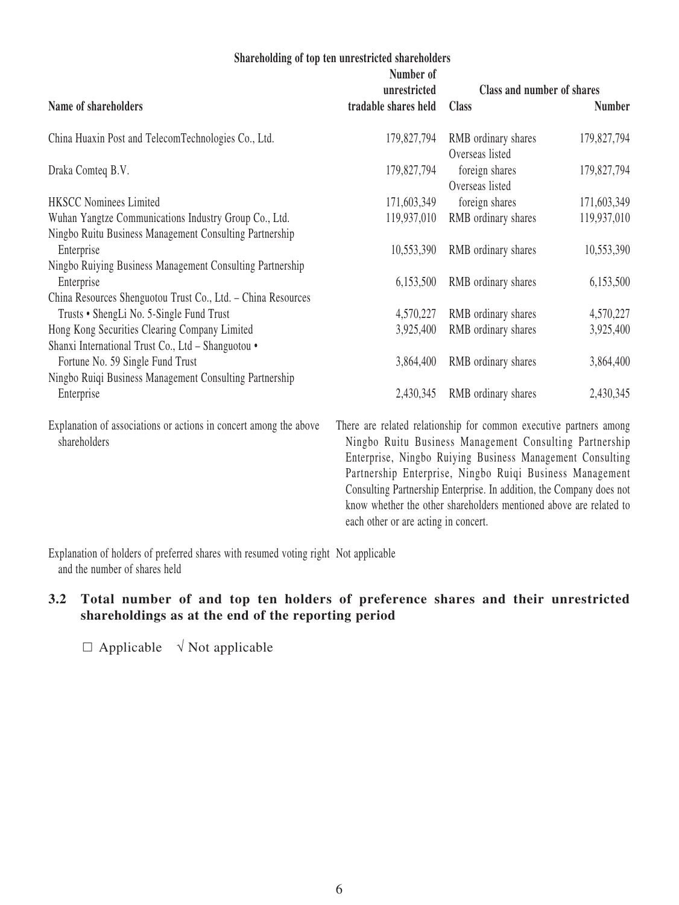**Shareholding of top ten unrestricted shareholders**

| Name of shareholders | Number of unrestricted tradable shares held | Class and number of shares | |
|---|---|---|---|
| | | Class | Number |
| China Huaxin Post and TelecomTechnologies Co., Ltd. | 179,827,794 | RMB ordinary shares | 179,827,794 |
| Draka Comteq B.V. | 179,827,794 | Overseas listed foreign shares | 179,827,794 |
| HKSCC Nominees Limited | 171,603,349 | Overseas listed foreign shares | 171,603,349 |
| Wuhan Yangtze Communications Industry Group Co., Ltd. | 119,937,010 | RMB ordinary shares | 119,937,010 |
| Ningbo Ruitu Business Management Consulting Partnership Enterprise | 10,553,390 | RMB ordinary shares | 10,553,390 |
| Ningbo Ruiying Business Management Consulting Partnership Enterprise | 6,153,500 | RMB ordinary shares | 6,153,500 |
| China Resources Shenguotou Trust Co., Ltd. – China Resources Trusts • ShengLi No. 5-Single Fund Trust | 4,570,227 | RMB ordinary shares | 4,570,227 |
| Hong Kong Securities Clearing Company Limited | 3,925,400 | RMB ordinary shares | 3,925,400 |
| Shanxi International Trust Co., Ltd – Shanguotou • Fortune No. 59 Single Fund Trust | 3,864,400 | RMB ordinary shares | 3,864,400 |
| Ningbo Ruiqi Business Management Consulting Partnership Enterprise | 2,430,345 | RMB ordinary shares | 2,430,345 |

| | |
|---|---|
| Explanation of associations or actions in concert among the above shareholders | There are related relationship for common executive partners among Ningbo Ruitu Business Management Consulting Partnership Enterprise, Ningbo Ruiying Business Management Consulting Partnership Enterprise, Ningbo Ruiqi Business Management Consulting Partnership Enterprise. In addition, the Company does not know whether the other shareholders mentioned above are related to each other or are acting in concert. |
| Explanation of holders of preferred shares with resumed voting right and the number of shares held | Not applicable |

## 3.2 Total number of and top ten holders of preference shares and their unrestricted shareholdings as at the end of the reporting period

□ Applicable √ Not applicable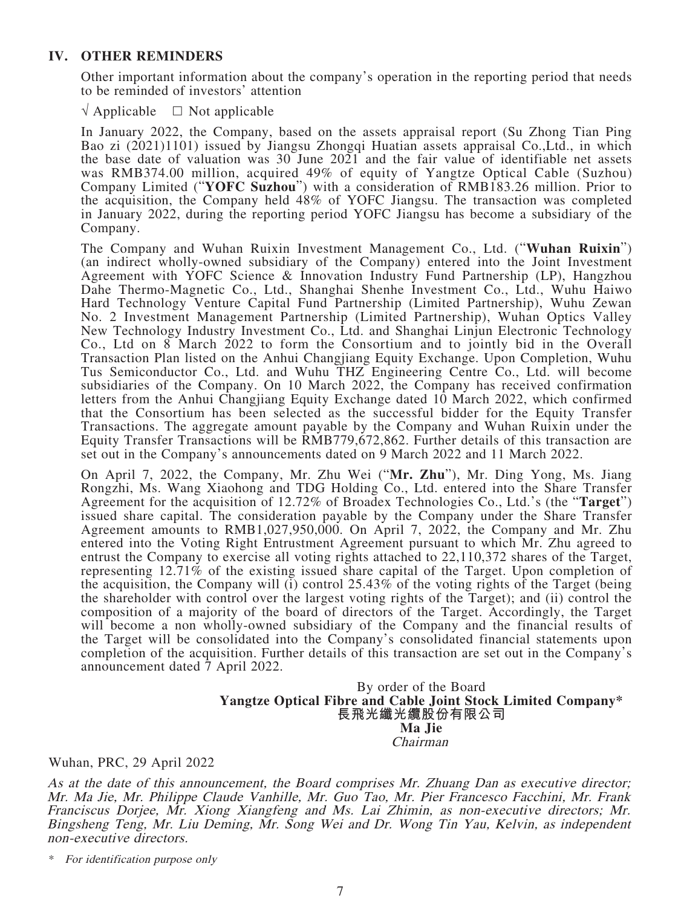## IV. OTHER REMINDERS

Other important information about the company's operation in the reporting period that needs to be reminded of investors' attention

√ Applicable □ Not applicable

In January 2022, the Company, based on the assets appraisal report (Su Zhong Tian Ping Bao zi (2021)1101) issued by Jiangsu Zhongqi Huatian assets appraisal Co.,Ltd., in which the base date of valuation was 30 June 2021 and the fair value of identifiable net assets was RMB374.00 million, acquired 49% of equity of Yangtze Optical Cable (Suzhou) Company Limited ("**YOFC Suzhou**") with a consideration of RMB183.26 million. Prior to the acquisition, the Company held 48% of YOFC Jiangsu. The transaction was completed in January 2022, during the reporting period YOFC Jiangsu has become a subsidiary of the Company.

The Company and Wuhan Ruixin Investment Management Co., Ltd. ("**Wuhan Ruixin**") (an indirect wholly-owned subsidiary of the Company) entered into the Joint Investment Agreement with YOFC Science & Innovation Industry Fund Partnership (LP), Hangzhou Dahe Thermo-Magnetic Co., Ltd., Shanghai Shenhe Investment Co., Ltd., Wuhu Haiwo Hard Technology Venture Capital Fund Partnership (Limited Partnership), Wuhu Zewan No. 2 Investment Management Partnership (Limited Partnership), Wuhan Optics Valley New Technology Industry Investment Co., Ltd. and Shanghai Linjun Electronic Technology Co., Ltd on 8 March 2022 to form the Consortium and to jointly bid in the Overall Transaction Plan listed on the Anhui Changjiang Equity Exchange. Upon Completion, Wuhu Tus Semiconductor Co., Ltd. and Wuhu THZ Engineering Centre Co., Ltd. will become subsidiaries of the Company. On 10 March 2022, the Company has received confirmation letters from the Anhui Changjiang Equity Exchange dated 10 March 2022, which confirmed that the Consortium has been selected as the successful bidder for the Equity Transfer Transactions. The aggregate amount payable by the Company and Wuhan Ruixin under the Equity Transfer Transactions will be RMB779,672,862. Further details of this transaction are set out in the Company's announcements dated on 9 March 2022 and 11 March 2022.

On April 7, 2022, the Company, Mr. Zhu Wei ("**Mr. Zhu**"), Mr. Ding Yong, Ms. Jiang Rongzhi, Ms. Wang Xiaohong and TDG Holding Co., Ltd. entered into the Share Transfer Agreement for the acquisition of 12.72% of Broadex Technologies Co., Ltd.'s (the "**Target**") issued share capital. The consideration payable by the Company under the Share Transfer Agreement amounts to RMB1,027,950,000. On April 7, 2022, the Company and Mr. Zhu entered into the Voting Right Entrustment Agreement pursuant to which Mr. Zhu agreed to entrust the Company to exercise all voting rights attached to 22,110,372 shares of the Target, representing 12.71% of the existing issued share capital of the Target. Upon completion of the acquisition, the Company will (i) control 25.43% of the voting rights of the Target (being the shareholder with control over the largest voting rights of the Target); and (ii) control the composition of a majority of the board of directors of the Target. Accordingly, the Target will become a non wholly-owned subsidiary of the Company and the financial results of the Target will be consolidated into the Company's consolidated financial statements upon completion of the acquisition. Further details of this transaction are set out in the Company's announcement dated 7 April 2022.

By order of the Board
**Yangtze Optical Fibre and Cable Joint Stock Limited Company***
**長飛光纖光纜股份有限公司**
**Ma Jie**
*Chairman*

Wuhan, PRC, 29 April 2022

*As at the date of this announcement, the Board comprises Mr. Zhuang Dan as executive director; Mr. Ma Jie, Mr. Philippe Claude Vanhille, Mr. Guo Tao, Mr. Pier Francesco Facchini, Mr. Frank Franciscus Dorjee, Mr. Xiong Xiangfeng and Ms. Lai Zhimin, as non-executive directors; Mr. Bingsheng Teng, Mr. Liu Deming, Mr. Song Wei and Dr. Wong Tin Yau, Kelvin, as independent non-executive directors.*

\* *For identification purpose only*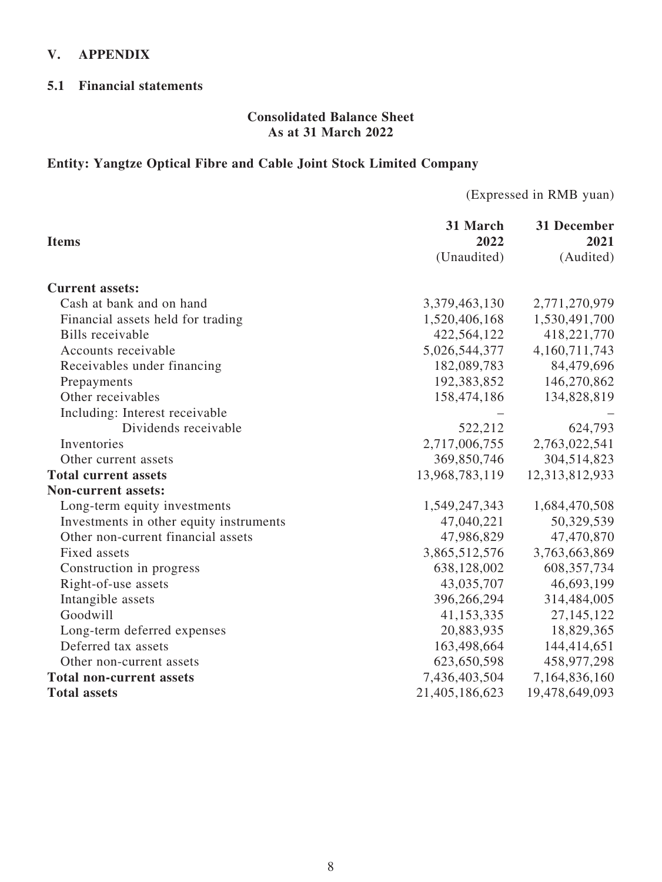## V. APPENDIX

### 5.1 Financial statements

**Consolidated Balance Sheet**
**As at 31 March 2022**

**Entity: Yangtze Optical Fibre and Cable Joint Stock Limited Company**

(Expressed in RMB yuan)

| Items | 31 March 2022 (Unaudited) | 31 December 2021 (Audited) |
|---|---|---|
| **Current assets:** | | |
| Cash at bank and on hand | 3,379,463,130 | 2,771,270,979 |
| Financial assets held for trading | 1,520,406,168 | 1,530,491,700 |
| Bills receivable | 422,564,122 | 418,221,770 |
| Accounts receivable | 5,026,544,377 | 4,160,711,743 |
| Receivables under financing | 182,089,783 | 84,479,696 |
| Prepayments | 192,383,852 | 146,270,862 |
| Other receivables | 158,474,186 | 134,828,819 |
| Including: Interest receivable | – | – |
| Dividends receivable | 522,212 | 624,793 |
| Inventories | 2,717,006,755 | 2,763,022,541 |
| Other current assets | 369,850,746 | 304,514,823 |
| **Total current assets** | 13,968,783,119 | 12,313,812,933 |
| **Non-current assets:** | | |
| Long-term equity investments | 1,549,247,343 | 1,684,470,508 |
| Investments in other equity instruments | 47,040,221 | 50,329,539 |
| Other non-current financial assets | 47,986,829 | 47,470,870 |
| Fixed assets | 3,865,512,576 | 3,763,663,869 |
| Construction in progress | 638,128,002 | 608,357,734 |
| Right-of-use assets | 43,035,707 | 46,693,199 |
| Intangible assets | 396,266,294 | 314,484,005 |
| Goodwill | 41,153,335 | 27,145,122 |
| Long-term deferred expenses | 20,883,935 | 18,829,365 |
| Deferred tax assets | 163,498,664 | 144,414,651 |
| Other non-current assets | 623,650,598 | 458,977,298 |
| **Total non-current assets** | 7,436,403,504 | 7,164,836,160 |
| **Total assets** | 21,405,186,623 | 19,478,649,093 |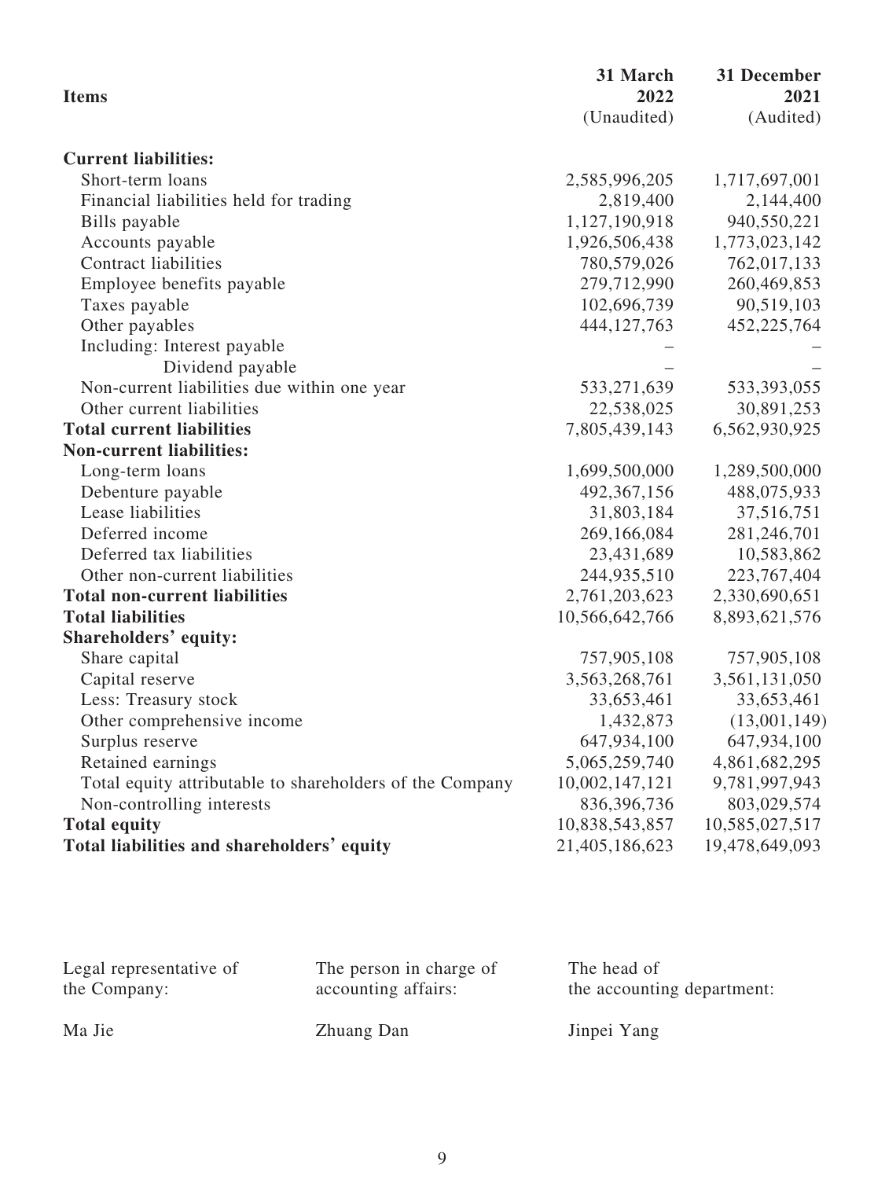| Items | 31 March 2022 (Unaudited) | 31 December 2021 (Audited) |
|---|---|---|
| **Current liabilities:** | | |
| Short-term loans | 2,585,996,205 | 1,717,697,001 |
| Financial liabilities held for trading | 2,819,400 | 2,144,400 |
| Bills payable | 1,127,190,918 | 940,550,221 |
| Accounts payable | 1,926,506,438 | 1,773,023,142 |
| Contract liabilities | 780,579,026 | 762,017,133 |
| Employee benefits payable | 279,712,990 | 260,469,853 |
| Taxes payable | 102,696,739 | 90,519,103 |
| Other payables | 444,127,763 | 452,225,764 |
| Including: Interest payable | – | – |
| Dividend payable | – | – |
| Non-current liabilities due within one year | 533,271,639 | 533,393,055 |
| Other current liabilities | 22,538,025 | 30,891,253 |
| **Total current liabilities** | 7,805,439,143 | 6,562,930,925 |
| **Non-current liabilities:** | | |
| Long-term loans | 1,699,500,000 | 1,289,500,000 |
| Debenture payable | 492,367,156 | 488,075,933 |
| Lease liabilities | 31,803,184 | 37,516,751 |
| Deferred income | 269,166,084 | 281,246,701 |
| Deferred tax liabilities | 23,431,689 | 10,583,862 |
| Other non-current liabilities | 244,935,510 | 223,767,404 |
| **Total non-current liabilities** | 2,761,203,623 | 2,330,690,651 |
| **Total liabilities** | 10,566,642,766 | 8,893,621,576 |
| **Shareholders' equity:** | | |
| Share capital | 757,905,108 | 757,905,108 |
| Capital reserve | 3,563,268,761 | 3,561,131,050 |
| Less: Treasury stock | 33,653,461 | 33,653,461 |
| Other comprehensive income | 1,432,873 | (13,001,149) |
| Surplus reserve | 647,934,100 | 647,934,100 |
| Retained earnings | 5,065,259,740 | 4,861,682,295 |
| Total equity attributable to shareholders of the Company | 10,002,147,121 | 9,781,997,943 |
| Non-controlling interests | 836,396,736 | 803,029,574 |
| **Total equity** | 10,838,543,857 | 10,585,027,517 |
| **Total liabilities and shareholders' equity** | 21,405,186,623 | 19,478,649,093 |

| Legal representative of the Company: | The person in charge of accounting affairs: | The head of the accounting department: |
|---|---|---|
| Ma Jie | Zhuang Dan | Jinpei Yang |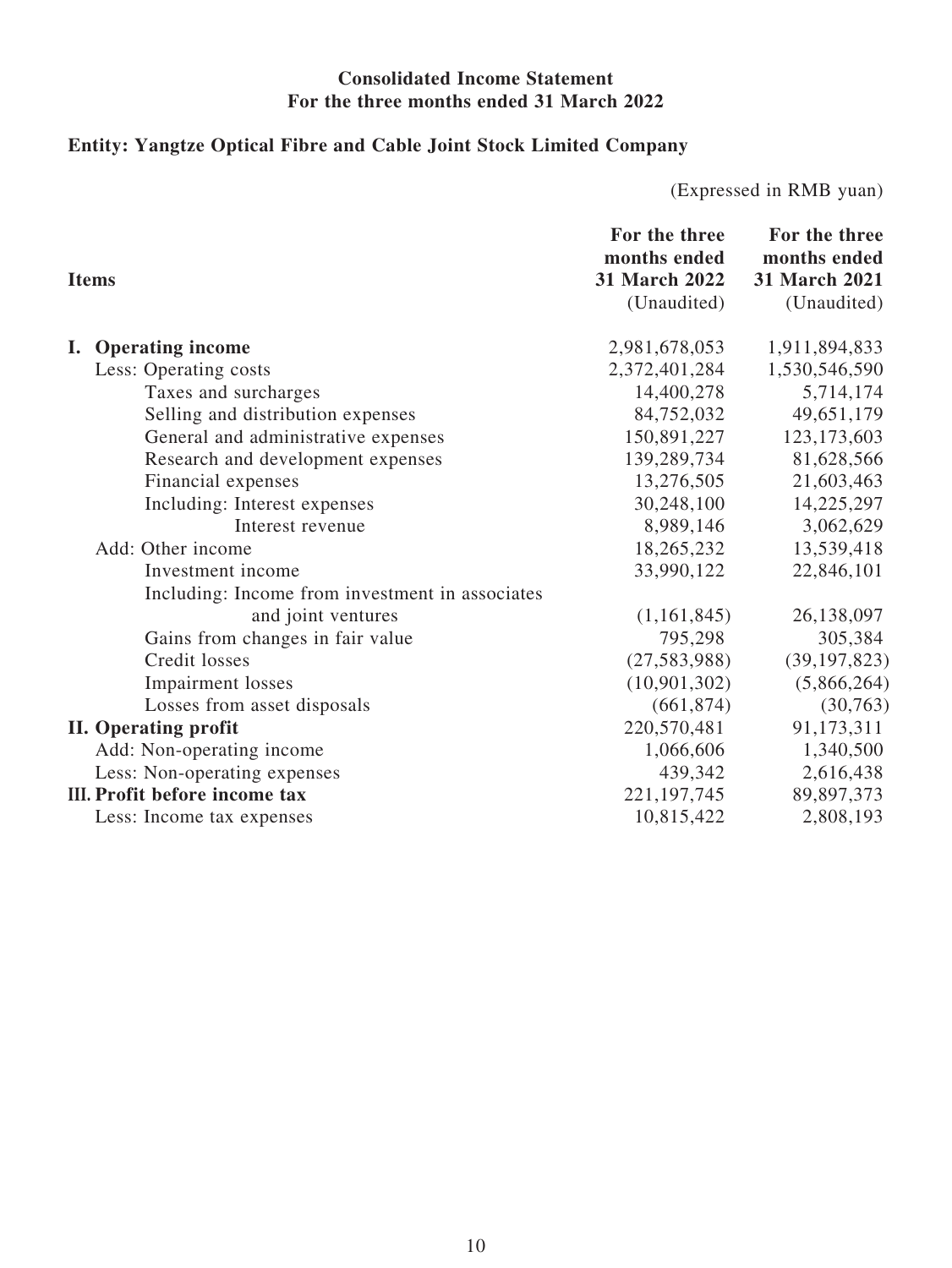**Consolidated Income Statement**
**For the three months ended 31 March 2022**

**Entity: Yangtze Optical Fibre and Cable Joint Stock Limited Company**

(Expressed in RMB yuan)

| Items | For the three months ended 31 March 2022 (Unaudited) | For the three months ended 31 March 2021 (Unaudited) |
|---|---|---|
| **I. Operating income** | 2,981,678,053 | 1,911,894,833 |
| Less: Operating costs | 2,372,401,284 | 1,530,546,590 |
| Taxes and surcharges | 14,400,278 | 5,714,174 |
| Selling and distribution expenses | 84,752,032 | 49,651,179 |
| General and administrative expenses | 150,891,227 | 123,173,603 |
| Research and development expenses | 139,289,734 | 81,628,566 |
| Financial expenses | 13,276,505 | 21,603,463 |
| Including: Interest expenses | 30,248,100 | 14,225,297 |
| Interest revenue | 8,989,146 | 3,062,629 |
| Add: Other income | 18,265,232 | 13,539,418 |
| Investment income | 33,990,122 | 22,846,101 |
| Including: Income from investment in associates and joint ventures | (1,161,845) | 26,138,097 |
| Gains from changes in fair value | 795,298 | 305,384 |
| Credit losses | (27,583,988) | (39,197,823) |
| Impairment losses | (10,901,302) | (5,866,264) |
| Losses from asset disposals | (661,874) | (30,763) |
| **II. Operating profit** | 220,570,481 | 91,173,311 |
| Add: Non-operating income | 1,066,606 | 1,340,500 |
| Less: Non-operating expenses | 439,342 | 2,616,438 |
| **III. Profit before income tax** | 221,197,745 | 89,897,373 |
| Less: Income tax expenses | 10,815,422 | 2,808,193 |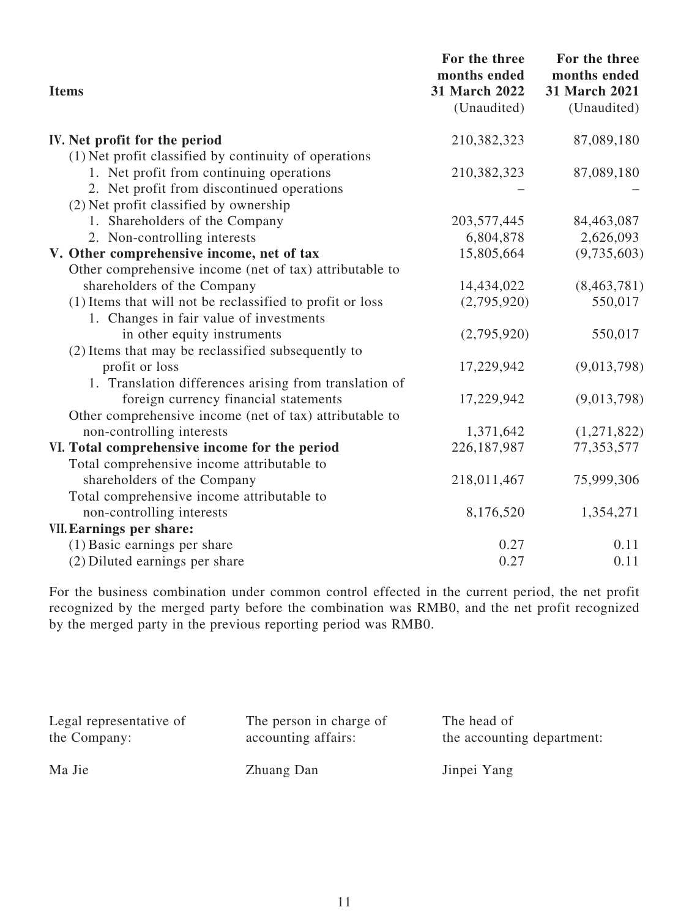| Items | For the three months ended 31 March 2022 (Unaudited) | For the three months ended 31 March 2021 (Unaudited) |
|---|---|---|
| **IV. Net profit for the period** | 210,382,323 | 87,089,180 |
| (1) Net profit classified by continuity of operations | | |
| 1. Net profit from continuing operations | 210,382,323 | 87,089,180 |
| 2. Net profit from discontinued operations | – | – |
| (2) Net profit classified by ownership | | |
| 1. Shareholders of the Company | 203,577,445 | 84,463,087 |
| 2. Non-controlling interests | 6,804,878 | 2,626,093 |
| **V. Other comprehensive income, net of tax** | 15,805,664 | (9,735,603) |
| Other comprehensive income (net of tax) attributable to shareholders of the Company | 14,434,022 | (8,463,781) |
| (1) Items that will not be reclassified to profit or loss | (2,795,920) | 550,017 |
| 1. Changes in fair value of investments in other equity instruments | (2,795,920) | 550,017 |
| (2) Items that may be reclassified subsequently to profit or loss | 17,229,942 | (9,013,798) |
| 1. Translation differences arising from translation of foreign currency financial statements | 17,229,942 | (9,013,798) |
| Other comprehensive income (net of tax) attributable to non-controlling interests | 1,371,642 | (1,271,822) |
| **VI. Total comprehensive income for the period** | 226,187,987 | 77,353,577 |
| Total comprehensive income attributable to shareholders of the Company | 218,011,467 | 75,999,306 |
| Total comprehensive income attributable to non-controlling interests | 8,176,520 | 1,354,271 |
| **VII. Earnings per share:** | | |
| (1) Basic earnings per share | 0.27 | 0.11 |
| (2) Diluted earnings per share | 0.27 | 0.11 |

For the business combination under common control effected in the current period, the net profit recognized by the merged party before the combination was RMB0, and the net profit recognized by the merged party in the previous reporting period was RMB0.

| Legal representative of the Company: | The person in charge of accounting affairs: | The head of the accounting department: |
|---|---|---|
| Ma Jie | Zhuang Dan | Jinpei Yang |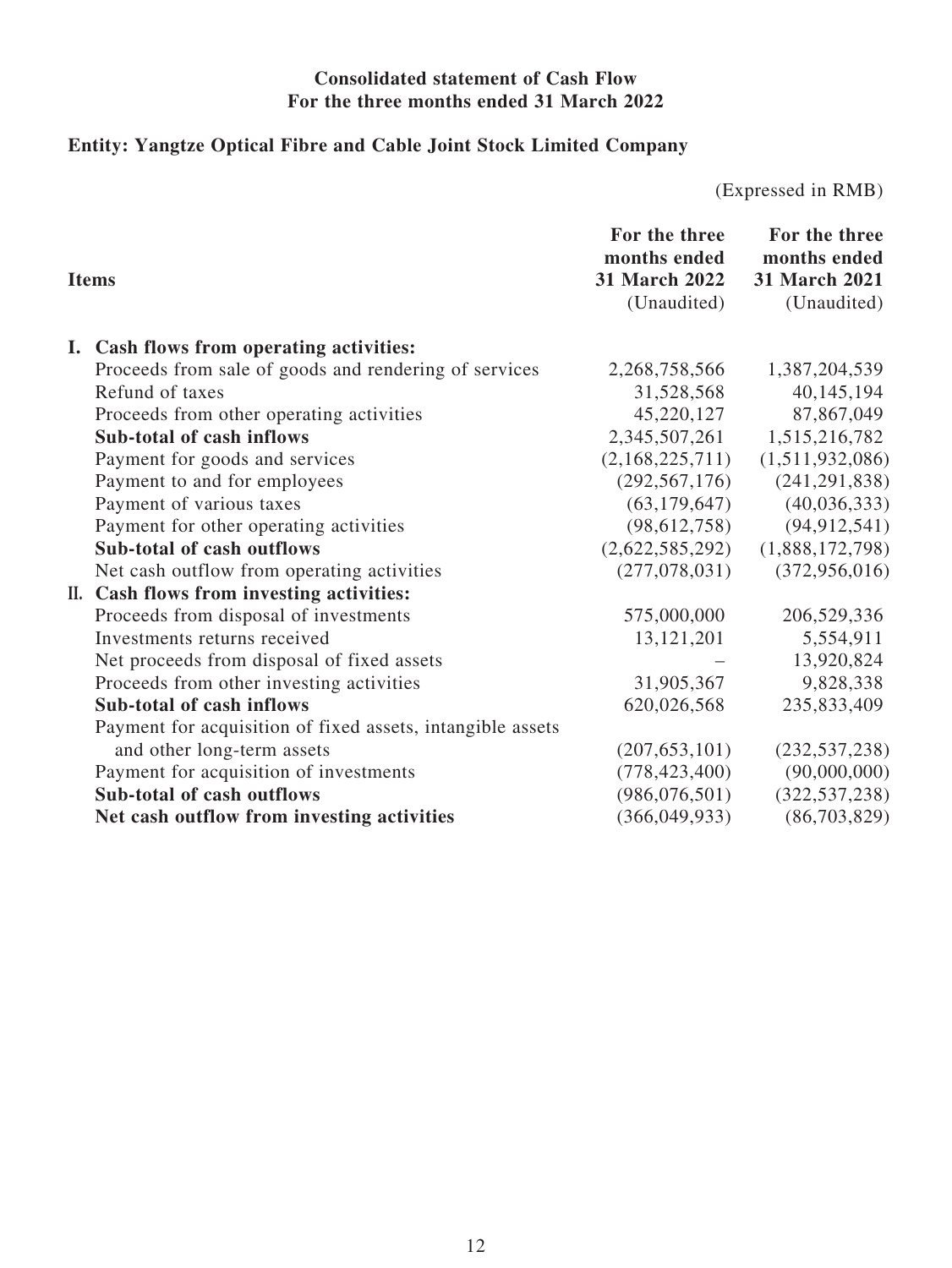**Consolidated statement of Cash Flow**
**For the three months ended 31 March 2022**

**Entity: Yangtze Optical Fibre and Cable Joint Stock Limited Company**

(Expressed in RMB)

| Items | For the three months ended 31 March 2022 (Unaudited) | For the three months ended 31 March 2021 (Unaudited) |
|---|---|---|
| **I. Cash flows from operating activities:** | | |
| Proceeds from sale of goods and rendering of services | 2,268,758,566 | 1,387,204,539 |
| Refund of taxes | 31,528,568 | 40,145,194 |
| Proceeds from other operating activities | 45,220,127 | 87,867,049 |
| **Sub-total of cash inflows** | 2,345,507,261 | 1,515,216,782 |
| Payment for goods and services | (2,168,225,711) | (1,511,932,086) |
| Payment to and for employees | (292,567,176) | (241,291,838) |
| Payment of various taxes | (63,179,647) | (40,036,333) |
| Payment for other operating activities | (98,612,758) | (94,912,541) |
| **Sub-total of cash outflows** | (2,622,585,292) | (1,888,172,798) |
| Net cash outflow from operating activities | (277,078,031) | (372,956,016) |
| **II. Cash flows from investing activities:** | | |
| Proceeds from disposal of investments | 575,000,000 | 206,529,336 |
| Investments returns received | 13,121,201 | 5,554,911 |
| Net proceeds from disposal of fixed assets | – | 13,920,824 |
| Proceeds from other investing activities | 31,905,367 | 9,828,338 |
| **Sub-total of cash inflows** | 620,026,568 | 235,833,409 |
| Payment for acquisition of fixed assets, intangible assets and other long-term assets | (207,653,101) | (232,537,238) |
| Payment for acquisition of investments | (778,423,400) | (90,000,000) |
| **Sub-total of cash outflows** | (986,076,501) | (322,537,238) |
| **Net cash outflow from investing activities** | (366,049,933) | (86,703,829) |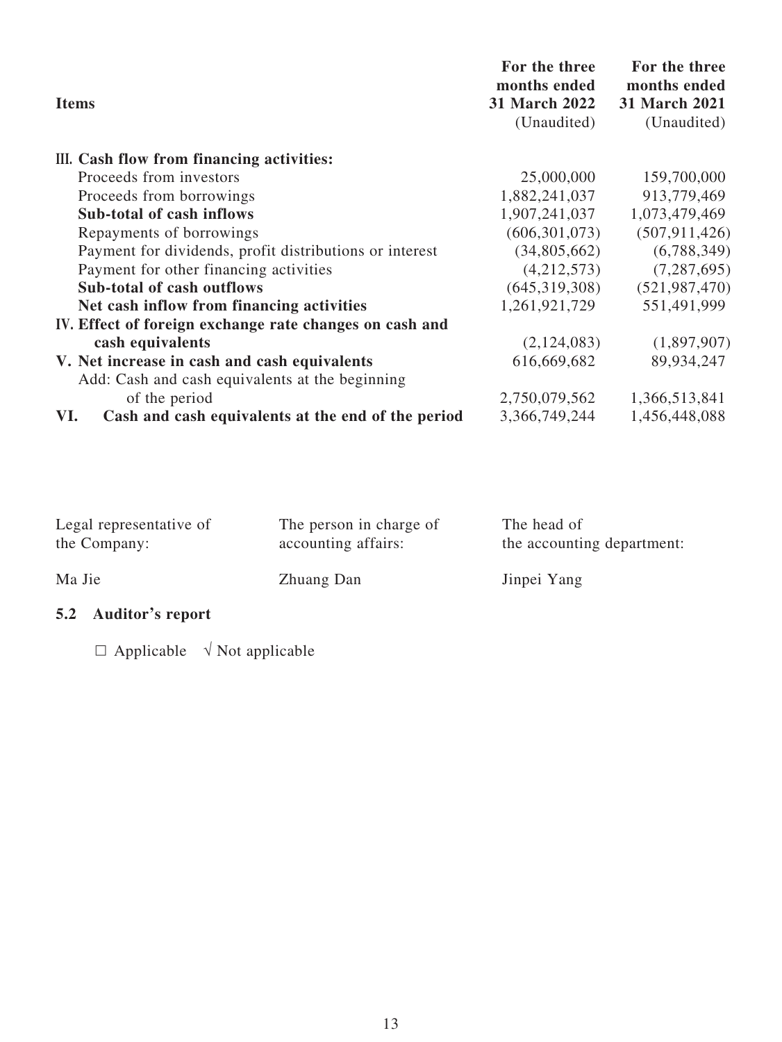| Items | For the three months ended 31 March 2022 (Unaudited) | For the three months ended 31 March 2021 (Unaudited) |
|---|---|---|
| **III. Cash flow from financing activities:** | | |
| Proceeds from investors | 25,000,000 | 159,700,000 |
| Proceeds from borrowings | 1,882,241,037 | 913,779,469 |
| **Sub-total of cash inflows** | 1,907,241,037 | 1,073,479,469 |
| Repayments of borrowings | (606,301,073) | (507,911,426) |
| Payment for dividends, profit distributions or interest | (34,805,662) | (6,788,349) |
| Payment for other financing activities | (4,212,573) | (7,287,695) |
| **Sub-total of cash outflows** | (645,319,308) | (521,987,470) |
| **Net cash inflow from financing activities** | 1,261,921,729 | 551,491,999 |
| **IV. Effect of foreign exchange rate changes on cash and cash equivalents** | (2,124,083) | (1,897,907) |
| **V. Net increase in cash and cash equivalents** | 616,669,682 | 89,934,247 |
| Add: Cash and cash equivalents at the beginning of the period | 2,750,079,562 | 1,366,513,841 |
| **VI. Cash and cash equivalents at the end of the period** | 3,366,749,244 | 1,456,448,088 |

| Legal representative of the Company: | The person in charge of accounting affairs: | The head of the accounting department: |
|---|---|---|
| Ma Jie | Zhuang Dan | Jinpei Yang |

### 5.2 Auditor's report

□ Applicable √ Not applicable